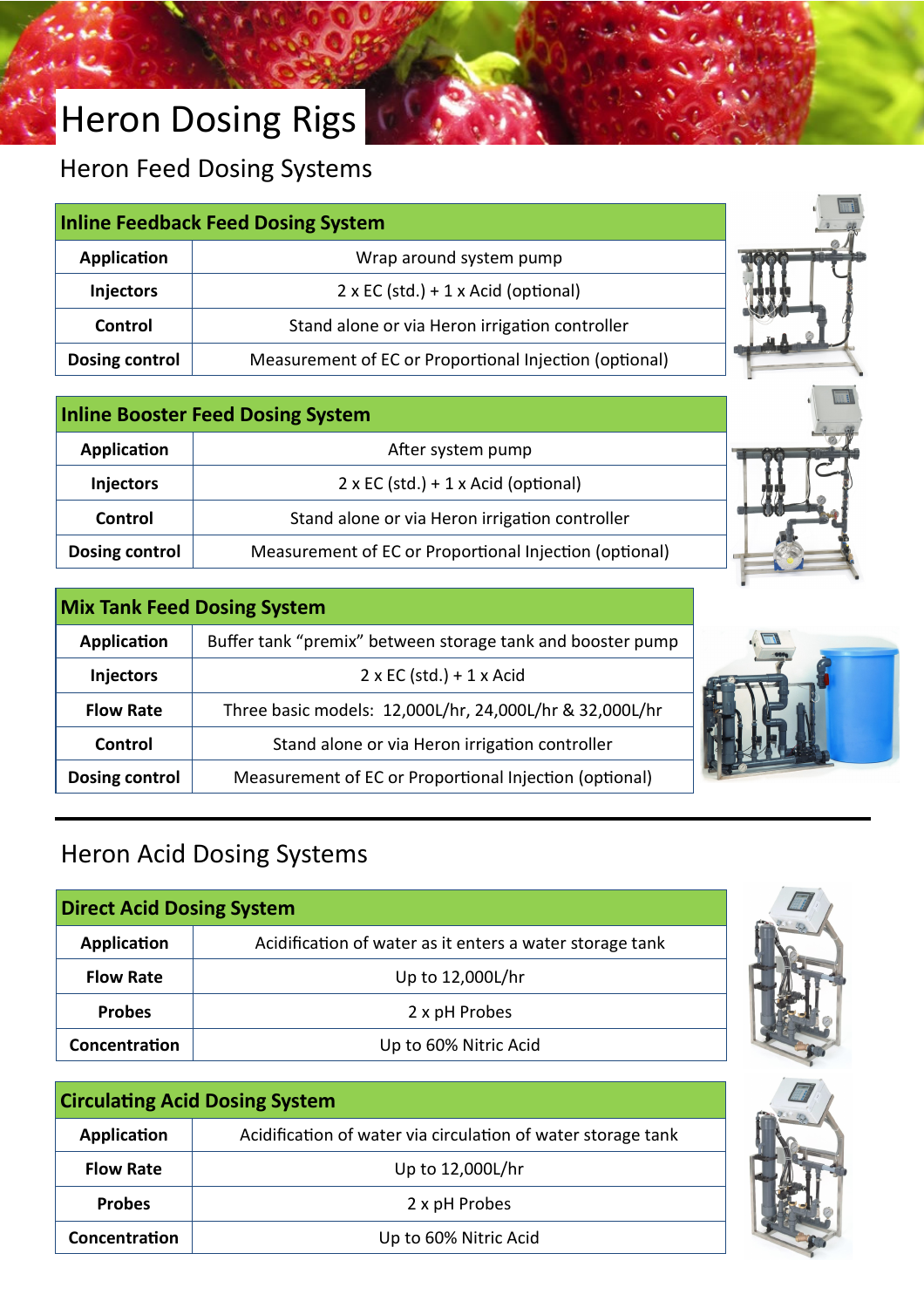# Heron Dosing Rigs

## Heron Feed Dosing Systems

| Inline Feedback Feed Dosing System | |
|---|---|
| **Application** | Wrap around system pump |
| **Injectors** | 2 x EC (std.) + 1 x Acid (optional) |
| **Control** | Stand alone or via Heron irrigation controller |
| **Dosing control** | Measurement of EC or Proportional Injection (optional) |

| Inline Booster Feed Dosing System | |
|---|---|
| **Application** | After system pump |
| **Injectors** | 2 x EC (std.) + 1 x Acid (optional) |
| **Control** | Stand alone or via Heron irrigation controller |
| **Dosing control** | Measurement of EC or Proportional Injection (optional) |

| Mix Tank Feed Dosing System | |
|---|---|
| **Application** | Buffer tank “premix” between storage tank and booster pump |
| **Injectors** | 2 x EC (std.) + 1 x Acid |
| **Flow Rate** | Three basic models: 12,000L/hr, 24,000L/hr & 32,000L/hr |
| **Control** | Stand alone or via Heron irrigation controller |
| **Dosing control** | Measurement of EC or Proportional Injection (optional) |

## Heron Acid Dosing Systems

| Direct Acid Dosing System | |
|---|---|
| **Application** | Acidification of water as it enters a water storage tank |
| **Flow Rate** | Up to 12,000L/hr |
| **Probes** | 2 x pH Probes |
| **Concentration** | Up to 60% Nitric Acid |

| Circulating Acid Dosing System | |
|---|---|
| **Application** | Acidification of water via circulation of water storage tank |
| **Flow Rate** | Up to 12,000L/hr |
| **Probes** | 2 x pH Probes |
| **Concentration** | Up to 60% Nitric Acid |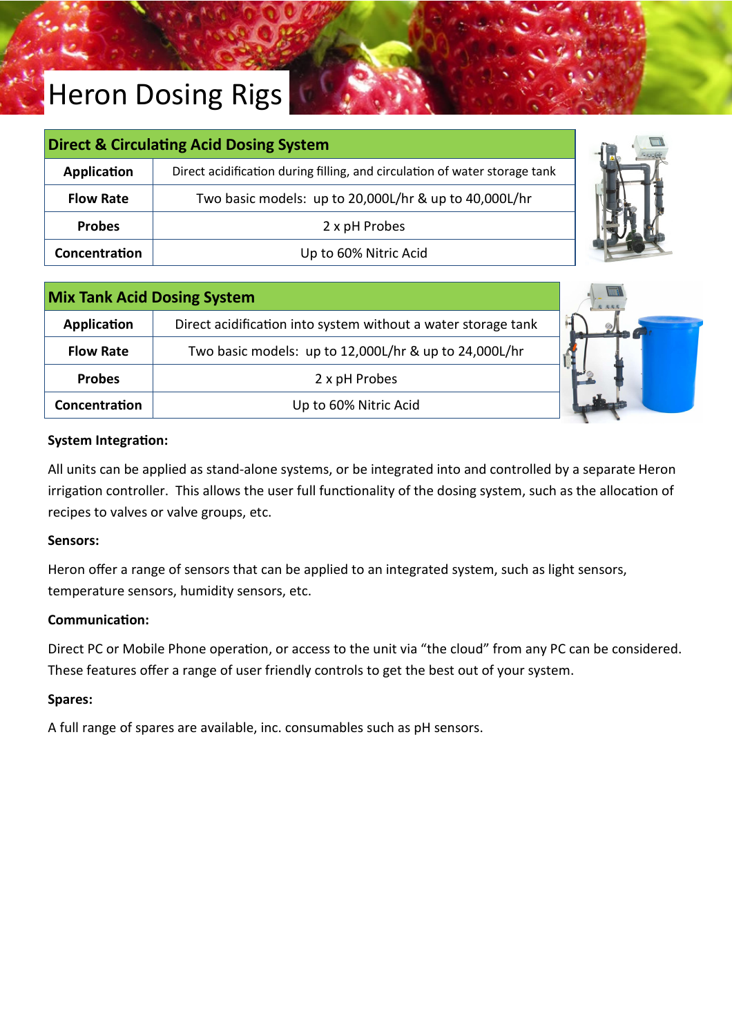# Heron Dosing Rigs

| Direct & Circulating Acid Dosing System | |
|---|---|
| **Application** | Direct acidification during filling, and circulation of water storage tank |
| **Flow Rate** | Two basic models: up to 20,000L/hr & up to 40,000L/hr |
| **Probes** | 2 x pH Probes |
| **Concentration** | Up to 60% Nitric Acid |

| Mix Tank Acid Dosing System | |
|---|---|
| **Application** | Direct acidification into system without a water storage tank |
| **Flow Rate** | Two basic models: up to 12,000L/hr & up to 24,000L/hr |
| **Probes** | 2 x pH Probes |
| **Concentration** | Up to 60% Nitric Acid |

**System Integration:**

All units can be applied as stand-alone systems, or be integrated into and controlled by a separate Heron irrigation controller. This allows the user full functionality of the dosing system, such as the allocation of recipes to valves or valve groups, etc.

**Sensors:**

Heron offer a range of sensors that can be applied to an integrated system, such as light sensors, temperature sensors, humidity sensors, etc.

**Communication:**

Direct PC or Mobile Phone operation, or access to the unit via "the cloud" from any PC can be considered. These features offer a range of user friendly controls to get the best out of your system.

**Spares:**

A full range of spares are available, inc. consumables such as pH sensors.